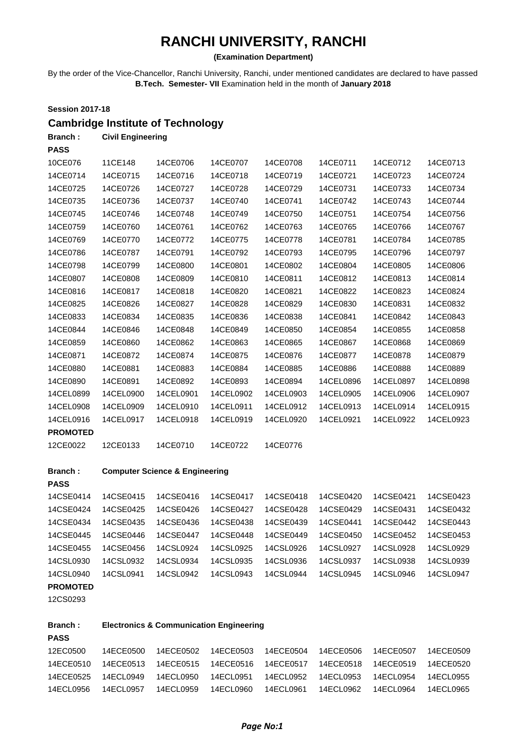# RANCHI UNIVERSITY, RANCHI

**(Examination Department)**

By the order of the Vice-Chancellor, Ranchi University, Ranchi, under mentioned candidates are declared to have passed **B.Tech. Semester- VII** Examination held in the month of **January 2018**

**Session 2017-18**

## Cambridge Institute of Technology

**Branch :** **Civil Engineering**

**PASS**

| | | | | | | | |
|---|---|---|---|---|---|---|---|
| 10CE076 | 11CE148 | 14CE0706 | 14CE0707 | 14CE0708 | 14CE0711 | 14CE0712 | 14CE0713 |
| 14CE0714 | 14CE0715 | 14CE0716 | 14CE0718 | 14CE0719 | 14CE0721 | 14CE0723 | 14CE0724 |
| 14CE0725 | 14CE0726 | 14CE0727 | 14CE0728 | 14CE0729 | 14CE0731 | 14CE0733 | 14CE0734 |
| 14CE0735 | 14CE0736 | 14CE0737 | 14CE0740 | 14CE0741 | 14CE0742 | 14CE0743 | 14CE0744 |
| 14CE0745 | 14CE0746 | 14CE0748 | 14CE0749 | 14CE0750 | 14CE0751 | 14CE0754 | 14CE0756 |
| 14CE0759 | 14CE0760 | 14CE0761 | 14CE0762 | 14CE0763 | 14CE0765 | 14CE0766 | 14CE0767 |
| 14CE0769 | 14CE0770 | 14CE0772 | 14CE0775 | 14CE0778 | 14CE0781 | 14CE0784 | 14CE0785 |
| 14CE0786 | 14CE0787 | 14CE0791 | 14CE0792 | 14CE0793 | 14CE0795 | 14CE0796 | 14CE0797 |
| 14CE0798 | 14CE0799 | 14CE0800 | 14CE0801 | 14CE0802 | 14CE0804 | 14CE0805 | 14CE0806 |
| 14CE0807 | 14CE0808 | 14CE0809 | 14CE0810 | 14CE0811 | 14CE0812 | 14CE0813 | 14CE0814 |
| 14CE0816 | 14CE0817 | 14CE0818 | 14CE0820 | 14CE0821 | 14CE0822 | 14CE0823 | 14CE0824 |
| 14CE0825 | 14CE0826 | 14CE0827 | 14CE0828 | 14CE0829 | 14CE0830 | 14CE0831 | 14CE0832 |
| 14CE0833 | 14CE0834 | 14CE0835 | 14CE0836 | 14CE0838 | 14CE0841 | 14CE0842 | 14CE0843 |
| 14CE0844 | 14CE0846 | 14CE0848 | 14CE0849 | 14CE0850 | 14CE0854 | 14CE0855 | 14CE0858 |
| 14CE0859 | 14CE0860 | 14CE0862 | 14CE0863 | 14CE0865 | 14CE0867 | 14CE0868 | 14CE0869 |
| 14CE0871 | 14CE0872 | 14CE0874 | 14CE0875 | 14CE0876 | 14CE0877 | 14CE0878 | 14CE0879 |
| 14CE0880 | 14CE0881 | 14CE0883 | 14CE0884 | 14CE0885 | 14CE0886 | 14CE0888 | 14CE0889 |
| 14CE0890 | 14CE0891 | 14CE0892 | 14CE0893 | 14CE0894 | 14CEL0896 | 14CEL0897 | 14CEL0898 |
| 14CEL0899 | 14CEL0900 | 14CEL0901 | 14CEL0902 | 14CEL0903 | 14CEL0905 | 14CEL0906 | 14CEL0907 |
| 14CEL0908 | 14CEL0909 | 14CEL0910 | 14CEL0911 | 14CEL0912 | 14CEL0913 | 14CEL0914 | 14CEL0915 |
| 14CEL0916 | 14CEL0917 | 14CEL0918 | 14CEL0919 | 14CEL0920 | 14CEL0921 | 14CEL0922 | 14CEL0923 |

**PROMOTED**

| | | | | |
|---|---|---|---|---|
| 12CE0022 | 12CE0133 | 14CE0710 | 14CE0722 | 14CE0776 |

**Branch :** **Computer Science & Engineering**

**PASS**

| | | | | | | | |
|---|---|---|---|---|---|---|---|
| 14CSE0414 | 14CSE0415 | 14CSE0416 | 14CSE0417 | 14CSE0418 | 14CSE0420 | 14CSE0421 | 14CSE0423 |
| 14CSE0424 | 14CSE0425 | 14CSE0426 | 14CSE0427 | 14CSE0428 | 14CSE0429 | 14CSE0431 | 14CSE0432 |
| 14CSE0434 | 14CSE0435 | 14CSE0436 | 14CSE0438 | 14CSE0439 | 14CSE0441 | 14CSE0442 | 14CSE0443 |
| 14CSE0445 | 14CSE0446 | 14CSE0447 | 14CSE0448 | 14CSE0449 | 14CSE0450 | 14CSE0452 | 14CSE0453 |
| 14CSE0455 | 14CSE0456 | 14CSL0924 | 14CSL0925 | 14CSL0926 | 14CSL0927 | 14CSL0928 | 14CSL0929 |
| 14CSL0930 | 14CSL0932 | 14CSL0934 | 14CSL0935 | 14CSL0936 | 14CSL0937 | 14CSL0938 | 14CSL0939 |
| 14CSL0940 | 14CSL0941 | 14CSL0942 | 14CSL0943 | 14CSL0944 | 14CSL0945 | 14CSL0946 | 14CSL0947 |

**PROMOTED**

12CS0293

**Branch :** **Electronics & Communication Engineering**

**PASS**

| | | | | | | | |
|---|---|---|---|---|---|---|---|
| 12EC0500 | 14ECE0500 | 14ECE0502 | 14ECE0503 | 14ECE0504 | 14ECE0506 | 14ECE0507 | 14ECE0509 |
| 14ECE0510 | 14ECE0513 | 14ECE0515 | 14ECE0516 | 14ECE0517 | 14ECE0518 | 14ECE0519 | 14ECE0520 |
| 14ECE0525 | 14ECL0949 | 14ECL0950 | 14ECL0951 | 14ECL0952 | 14ECL0953 | 14ECL0954 | 14ECL0955 |
| 14ECL0956 | 14ECL0957 | 14ECL0959 | 14ECL0960 | 14ECL0961 | 14ECL0962 | 14ECL0964 | 14ECL0965 |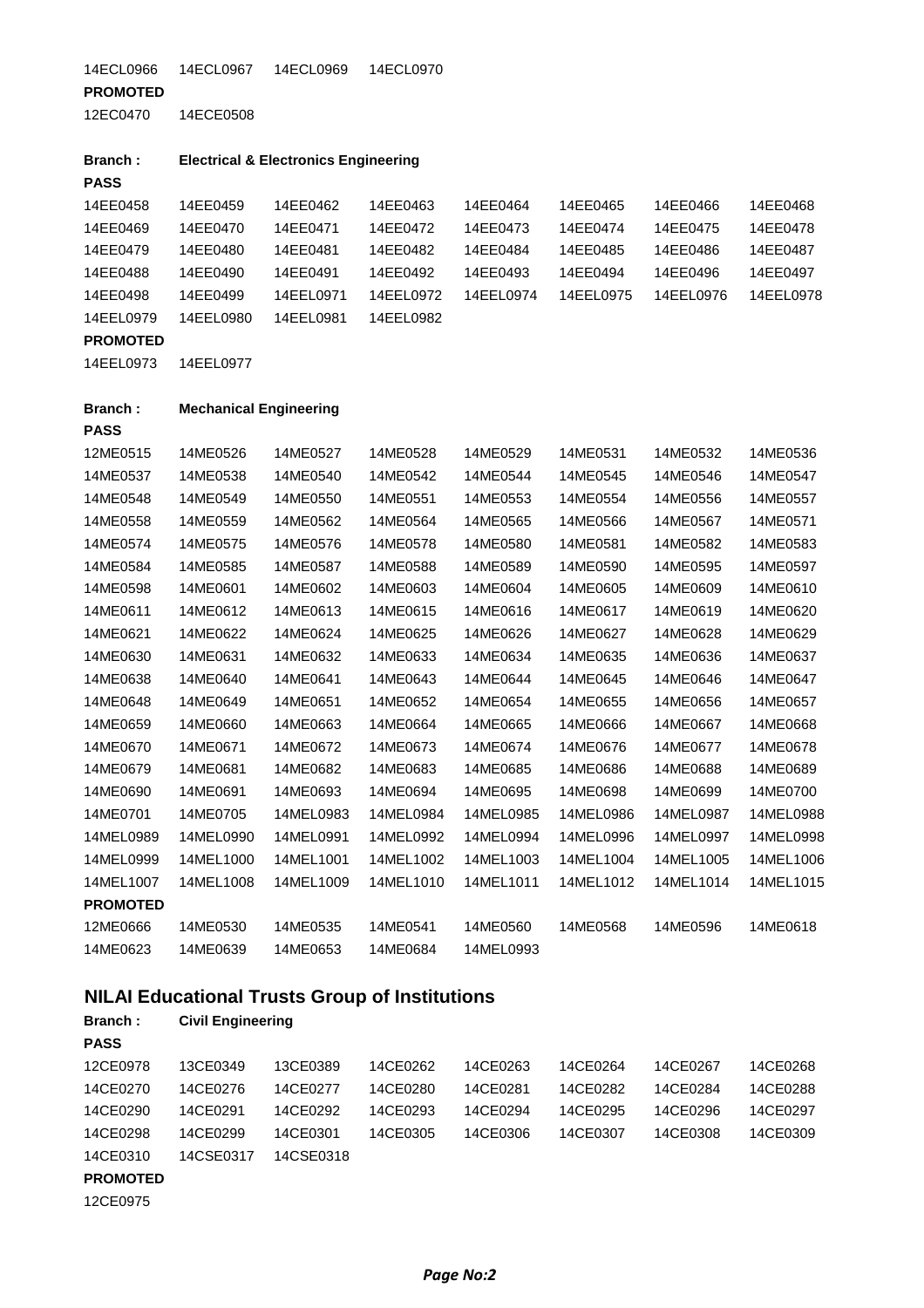14ECL0966 14ECL0967 14ECL0969 14ECL0970

**PROMOTED**

12EC0470 14ECE0508

**Branch :** **Electrical & Electronics Engineering**

**PASS**

14EE0458 14EE0459 14EE0462 14EE0463 14EE0464 14EE0465 14EE0466 14EE0468
14EE0469 14EE0470 14EE0471 14EE0472 14EE0473 14EE0474 14EE0475 14EE0478
14EE0479 14EE0480 14EE0481 14EE0482 14EE0484 14EE0485 14EE0486 14EE0487
14EE0488 14EE0490 14EE0491 14EE0492 14EE0493 14EE0494 14EE0496 14EE0497
14EE0498 14EE0499 14EEL0971 14EEL0972 14EEL0974 14EEL0975 14EEL0976 14EEL0978
14EEL0979 14EEL0980 14EEL0981 14EEL0982

**PROMOTED**

14EEL0973 14EEL0977

**Branch :** **Mechanical Engineering**

**PASS**

12ME0515 14ME0526 14ME0527 14ME0528 14ME0529 14ME0531 14ME0532 14ME0536
14ME0537 14ME0538 14ME0540 14ME0542 14ME0544 14ME0545 14ME0546 14ME0547
14ME0548 14ME0549 14ME0550 14ME0551 14ME0553 14ME0554 14ME0556 14ME0557
14ME0558 14ME0559 14ME0562 14ME0564 14ME0565 14ME0566 14ME0567 14ME0571
14ME0574 14ME0575 14ME0576 14ME0578 14ME0580 14ME0581 14ME0582 14ME0583
14ME0584 14ME0585 14ME0587 14ME0588 14ME0589 14ME0590 14ME0595 14ME0597
14ME0598 14ME0601 14ME0602 14ME0603 14ME0604 14ME0605 14ME0609 14ME0610
14ME0611 14ME0612 14ME0613 14ME0615 14ME0616 14ME0617 14ME0619 14ME0620
14ME0621 14ME0622 14ME0624 14ME0625 14ME0626 14ME0627 14ME0628 14ME0629
14ME0630 14ME0631 14ME0632 14ME0633 14ME0634 14ME0635 14ME0636 14ME0637
14ME0638 14ME0640 14ME0641 14ME0643 14ME0644 14ME0645 14ME0646 14ME0647
14ME0648 14ME0649 14ME0651 14ME0652 14ME0654 14ME0655 14ME0656 14ME0657
14ME0659 14ME0660 14ME0663 14ME0664 14ME0665 14ME0666 14ME0667 14ME0668
14ME0670 14ME0671 14ME0672 14ME0673 14ME0674 14ME0676 14ME0677 14ME0678
14ME0679 14ME0681 14ME0682 14ME0683 14ME0685 14ME0686 14ME0688 14ME0689
14ME0690 14ME0691 14ME0693 14ME0694 14ME0695 14ME0698 14ME0699 14ME0700
14ME0701 14ME0705 14MEL0983 14MEL0984 14MEL0985 14MEL0986 14MEL0987 14MEL0988
14MEL0989 14MEL0990 14MEL0991 14MEL0992 14MEL0994 14MEL0996 14MEL0997 14MEL0998
14MEL0999 14MEL1000 14MEL1001 14MEL1002 14MEL1003 14MEL1004 14MEL1005 14MEL1006
14MEL1007 14MEL1008 14MEL1009 14MEL1010 14MEL1011 14MEL1012 14MEL1014 14MEL1015

**PROMOTED**

12ME0666 14ME0530 14ME0535 14ME0541 14ME0560 14ME0568 14ME0596 14ME0618
14ME0623 14ME0639 14ME0653 14ME0684 14MEL0993

## NILAI Educational Trusts Group of Institutions

**Branch :** **Civil Engineering**

**PASS**

12CE0978 13CE0349 13CE0389 14CE0262 14CE0263 14CE0264 14CE0267 14CE0268
14CE0270 14CE0276 14CE0277 14CE0280 14CE0281 14CE0282 14CE0284 14CE0288
14CE0290 14CE0291 14CE0292 14CE0293 14CE0294 14CE0295 14CE0296 14CE0297
14CE0298 14CE0299 14CE0301 14CE0305 14CE0306 14CE0307 14CE0308 14CE0309
14CE0310 14CSE0317 14CSE0318

**PROMOTED**

12CE0975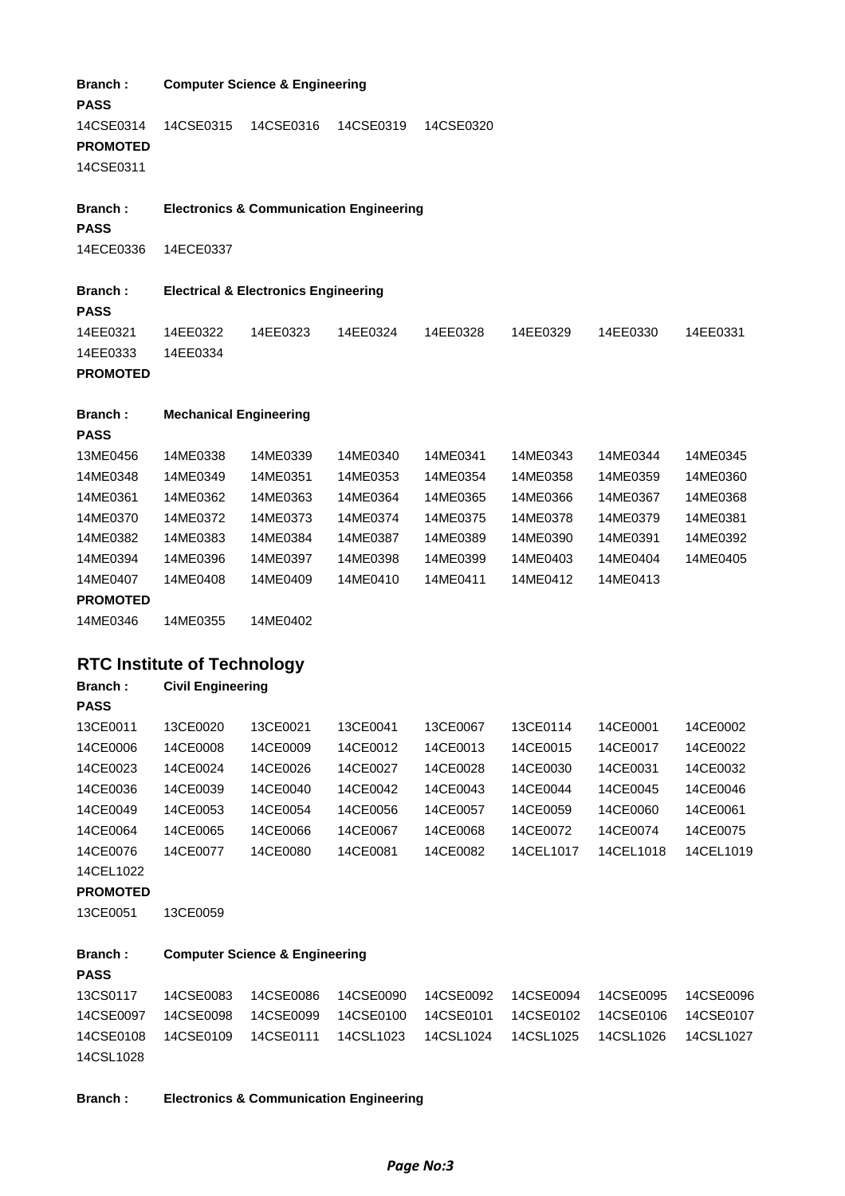**Branch :** **Computer Science & Engineering**

**PASS**

14CSE0314 14CSE0315 14CSE0316 14CSE0319 14CSE0320

**PROMOTED**

14CSE0311

**Branch :** **Electronics & Communication Engineering**

**PASS**

14ECE0336 14ECE0337

**Branch :** **Electrical & Electronics Engineering**

**PASS**

14EE0321 14EE0322 14EE0323 14EE0324 14EE0328 14EE0329 14EE0330 14EE0331
14EE0333 14EE0334

**PROMOTED**

**Branch :** **Mechanical Engineering**

**PASS**

13ME0456 14ME0338 14ME0339 14ME0340 14ME0341 14ME0343 14ME0344 14ME0345
14ME0348 14ME0349 14ME0351 14ME0353 14ME0354 14ME0358 14ME0359 14ME0360
14ME0361 14ME0362 14ME0363 14ME0364 14ME0365 14ME0366 14ME0367 14ME0368
14ME0370 14ME0372 14ME0373 14ME0374 14ME0375 14ME0378 14ME0379 14ME0381
14ME0382 14ME0383 14ME0384 14ME0387 14ME0389 14ME0390 14ME0391 14ME0392
14ME0394 14ME0396 14ME0397 14ME0398 14ME0399 14ME0403 14ME0404 14ME0405
14ME0407 14ME0408 14ME0409 14ME0410 14ME0411 14ME0412 14ME0413

**PROMOTED**

14ME0346 14ME0355 14ME0402

## RTC Institute of Technology

**Branch :** **Civil Engineering**

**PASS**

13CE0011 13CE0020 13CE0021 13CE0041 13CE0067 13CE0114 14CE0001 14CE0002
14CE0006 14CE0008 14CE0009 14CE0012 14CE0013 14CE0015 14CE0017 14CE0022
14CE0023 14CE0024 14CE0026 14CE0027 14CE0028 14CE0030 14CE0031 14CE0032
14CE0036 14CE0039 14CE0040 14CE0042 14CE0043 14CE0044 14CE0045 14CE0046
14CE0049 14CE0053 14CE0054 14CE0056 14CE0057 14CE0059 14CE0060 14CE0061
14CE0064 14CE0065 14CE0066 14CE0067 14CE0068 14CE0072 14CE0074 14CE0075
14CE0076 14CE0077 14CE0080 14CE0081 14CE0082 14CEL1017 14CEL1018 14CEL1019
14CEL1022

**PROMOTED**

13CE0051 13CE0059

**Branch :** **Computer Science & Engineering**

**PASS**

13CS0117 14CSE0083 14CSE0086 14CSE0090 14CSE0092 14CSE0094 14CSE0095 14CSE0096
14CSE0097 14CSE0098 14CSE0099 14CSE0100 14CSE0101 14CSE0102 14CSE0106 14CSE0107
14CSE0108 14CSE0109 14CSE0111 14CSL1023 14CSL1024 14CSL1025 14CSL1026 14CSL1027
14CSL1028

**Branch :** **Electronics & Communication Engineering**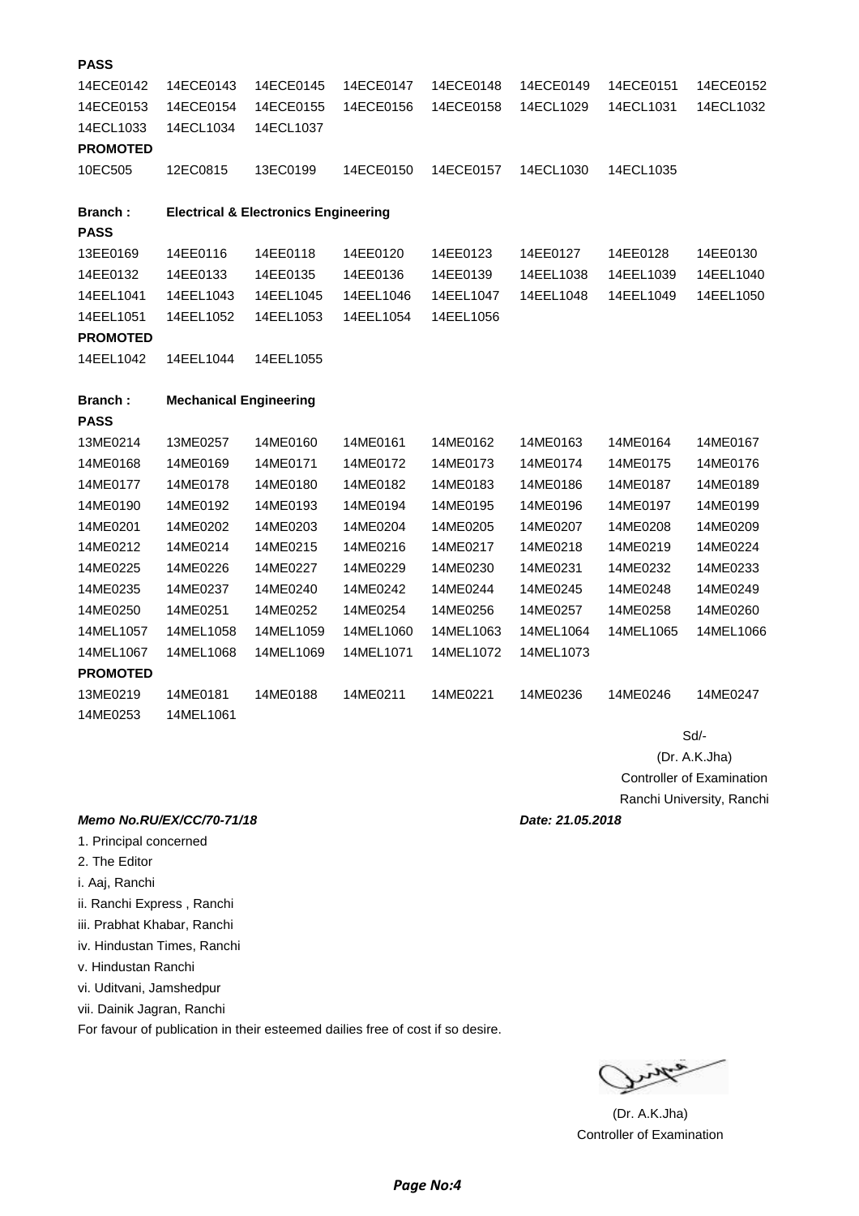**PASS**

| | | | | | | | |
|---|---|---|---|---|---|---|---|
| 14ECE0142 | 14ECE0143 | 14ECE0145 | 14ECE0147 | 14ECE0148 | 14ECE0149 | 14ECE0151 | 14ECE0152 |
| 14ECE0153 | 14ECE0154 | 14ECE0155 | 14ECE0156 | 14ECE0158 | 14ECL1029 | 14ECL1031 | 14ECL1032 |
| 14ECL1033 | 14ECL1034 | 14ECL1037 | | | | | |

**PROMOTED**

| | | | | | | |
|---|---|---|---|---|---|---|
| 10EC505 | 12EC0815 | 13EC0199 | 14ECE0150 | 14ECE0157 | 14ECL1030 | 14ECL1035 |

**Branch : Electrical & Electronics Engineering**

**PASS**

| | | | | | | | |
|---|---|---|---|---|---|---|---|
| 13EE0169 | 14EE0116 | 14EE0118 | 14EE0120 | 14EE0123 | 14EE0127 | 14EE0128 | 14EE0130 |
| 14EE0132 | 14EE0133 | 14EE0135 | 14EE0136 | 14EE0139 | 14EEL1038 | 14EEL1039 | 14EEL1040 |
| 14EEL1041 | 14EEL1043 | 14EEL1045 | 14EEL1046 | 14EEL1047 | 14EEL1048 | 14EEL1049 | 14EEL1050 |
| 14EEL1051 | 14EEL1052 | 14EEL1053 | 14EEL1054 | 14EEL1056 | | | |

**PROMOTED**

| | | |
|---|---|---|
| 14EEL1042 | 14EEL1044 | 14EEL1055 |

**Branch : Mechanical Engineering**

**PASS**

| | | | | | | | |
|---|---|---|---|---|---|---|---|
| 13ME0214 | 13ME0257 | 14ME0160 | 14ME0161 | 14ME0162 | 14ME0163 | 14ME0164 | 14ME0167 |
| 14ME0168 | 14ME0169 | 14ME0171 | 14ME0172 | 14ME0173 | 14ME0174 | 14ME0175 | 14ME0176 |
| 14ME0177 | 14ME0178 | 14ME0180 | 14ME0182 | 14ME0183 | 14ME0186 | 14ME0187 | 14ME0189 |
| 14ME0190 | 14ME0192 | 14ME0193 | 14ME0194 | 14ME0195 | 14ME0196 | 14ME0197 | 14ME0199 |
| 14ME0201 | 14ME0202 | 14ME0203 | 14ME0204 | 14ME0205 | 14ME0207 | 14ME0208 | 14ME0209 |
| 14ME0212 | 14ME0214 | 14ME0215 | 14ME0216 | 14ME0217 | 14ME0218 | 14ME0219 | 14ME0224 |
| 14ME0225 | 14ME0226 | 14ME0227 | 14ME0229 | 14ME0230 | 14ME0231 | 14ME0232 | 14ME0233 |
| 14ME0235 | 14ME0237 | 14ME0240 | 14ME0242 | 14ME0244 | 14ME0245 | 14ME0248 | 14ME0249 |
| 14ME0250 | 14ME0251 | 14ME0252 | 14ME0254 | 14ME0256 | 14ME0257 | 14ME0258 | 14ME0260 |
| 14MEL1057 | 14MEL1058 | 14MEL1059 | 14MEL1060 | 14MEL1063 | 14MEL1064 | 14MEL1065 | 14MEL1066 |
| 14MEL1067 | 14MEL1068 | 14MEL1069 | 14MEL1071 | 14MEL1072 | 14MEL1073 | | |

**PROMOTED**

| | | | | | | | |
|---|---|---|---|---|---|---|---|
| 13ME0219 | 14ME0181 | 14ME0188 | 14ME0211 | 14ME0221 | 14ME0236 | 14ME0246 | 14ME0247 |
| 14ME0253 | 14MEL1061 | | | | | | |

Sd/-
(Dr. A.K.Jha)
Controller of Examination
Ranchi University, Ranchi

***Memo No.RU/EX/CC/70-71/18*** ***Date: 21.05.2018***

1. Principal concerned
2. The Editor

i. Aaj, Ranchi
ii. Ranchi Express , Ranchi
iii. Prabhat Khabar, Ranchi
iv. Hindustan Times, Ranchi
v. Hindustan Ranchi
vi. Uditvani, Jamshedpur
vii. Dainik Jagran, Ranchi

For favour of publication in their esteemed dailies free of cost if so desire.

(Dr. A.K.Jha)
Controller of Examination